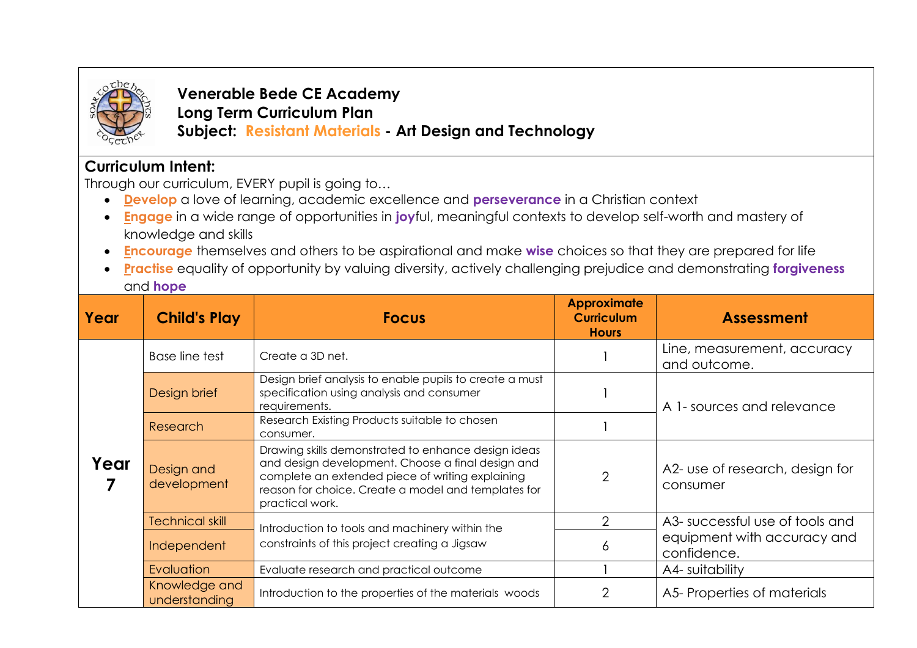**Venerable Bede CE Academy**
**Long Term Curriculum Plan**
**Subject: Resistant Materials - Art Design and Technology**

## Curriculum Intent:

Through our curriculum, EVERY pupil is going to…

- **Develop** a love of learning, academic excellence and **perseverance** in a Christian context
- **Engage** in a wide range of opportunities in **joy**ful, meaningful contexts to develop self-worth and mastery of knowledge and skills
- **Encourage** themselves and others to be aspirational and make **wise** choices so that they are prepared for life
- **Practise** equality of opportunity by valuing diversity, actively challenging prejudice and demonstrating **forgiveness** and **hope**

| Year | Child's Play | Focus | Approximate Curriculum Hours | Assessment |
|---|---|---|---|---|
| **Year 7** | Base line test | Create a 3D net. | 1 | Line, measurement, accuracy and outcome. |
| | Design brief | Design brief analysis to enable pupils to create a must specification using analysis and consumer requirements. | 1 | A 1- sources and relevance |
| | Research | Research Existing Products suitable to chosen consumer. | 1 | |
| | Design and development | Drawing skills demonstrated to enhance design ideas and design development. Choose a final design and complete an extended piece of writing explaining reason for choice. Create a model and templates for practical work. | 2 | A2- use of research, design for consumer |
| | Technical skill | Introduction to tools and machinery within the constraints of this project creating a Jigsaw | 2 | A3- successful use of tools and equipment with accuracy and confidence. |
| | Independent | | 6 | |
| | Evaluation | Evaluate research and practical outcome | 1 | A4- suitability |
| | Knowledge and understanding | Introduction to the properties of the materials woods | 2 | A5- Properties of materials |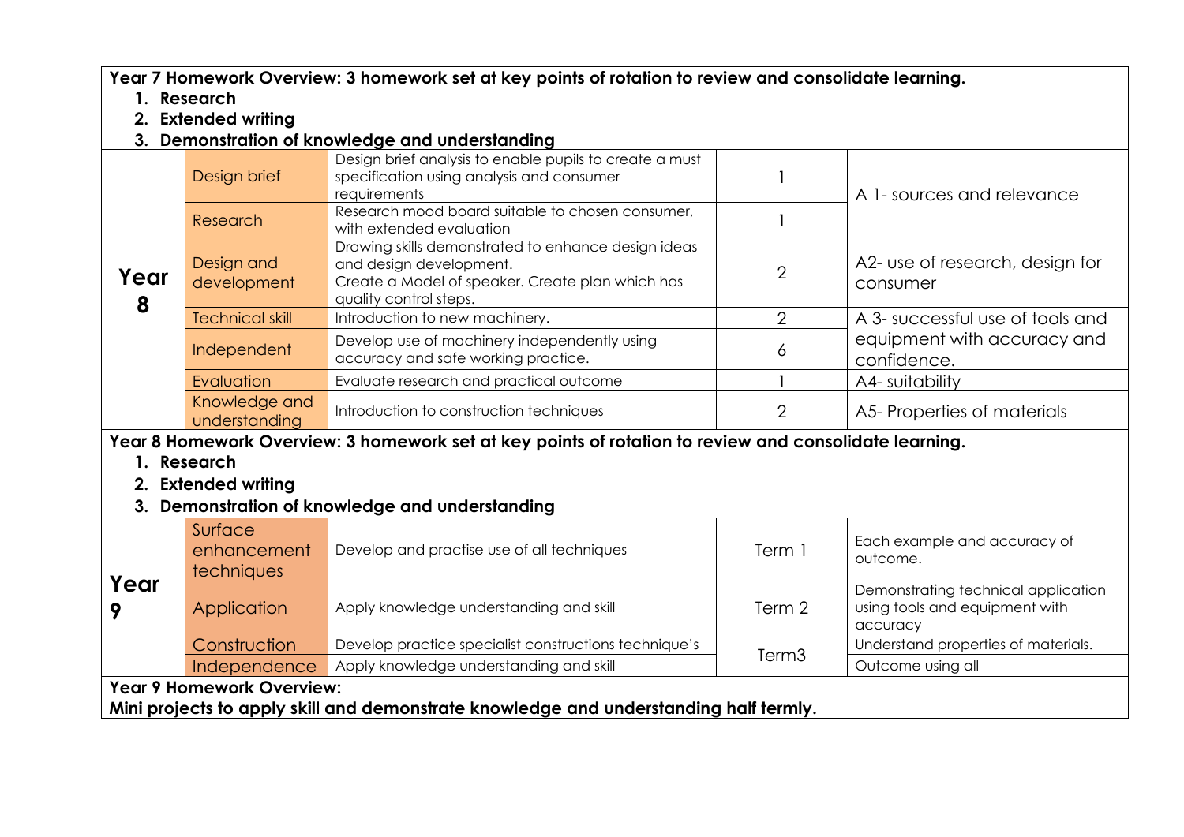**Year 7 Homework Overview: 3 homework set at key points of rotation to review and consolidate learning.**

1. **Research**
2. **Extended writing**
3. **Demonstration of knowledge and understanding**

| | | | | |
|---|---|---|---|---|
| **Year 8** | Design brief | Design brief analysis to enable pupils to create a must specification using analysis and consumer requirements | 1 | A 1- sources and relevance |
| | Research | Research mood board suitable to chosen consumer, with extended evaluation | 1 | |
| | Design and development | Drawing skills demonstrated to enhance design ideas and design development. Create a Model of speaker. Create plan which has quality control steps. | 2 | A2- use of research, design for consumer |
| | Technical skill | Introduction to new machinery. | 2 | A 3- successful use of tools and equipment with accuracy and confidence. |
| | Independent | Develop use of machinery independently using accuracy and safe working practice. | 6 | |
| | Evaluation | Evaluate research and practical outcome | 1 | A4- suitability |
| | Knowledge and understanding | Introduction to construction techniques | 2 | A5- Properties of materials |

**Year 8 Homework Overview: 3 homework set at key points of rotation to review and consolidate learning.**

1. **Research**
2. **Extended writing**
3. **Demonstration of knowledge and understanding**

| | | | | |
|---|---|---|---|---|
| **Year 9** | Surface enhancement techniques | Develop and practise use of all techniques | Term 1 | Each example and accuracy of outcome. |
| | Application | Apply knowledge understanding and skill | Term 2 | Demonstrating technical application using tools and equipment with accuracy |
| | Construction | Develop practice specialist constructions technique's | Term3 | Understand properties of materials. |
| | Independence | Apply knowledge understanding and skill | | Outcome using all |

**Year 9 Homework Overview:**
**Mini projects to apply skill and demonstrate knowledge and understanding half termly.**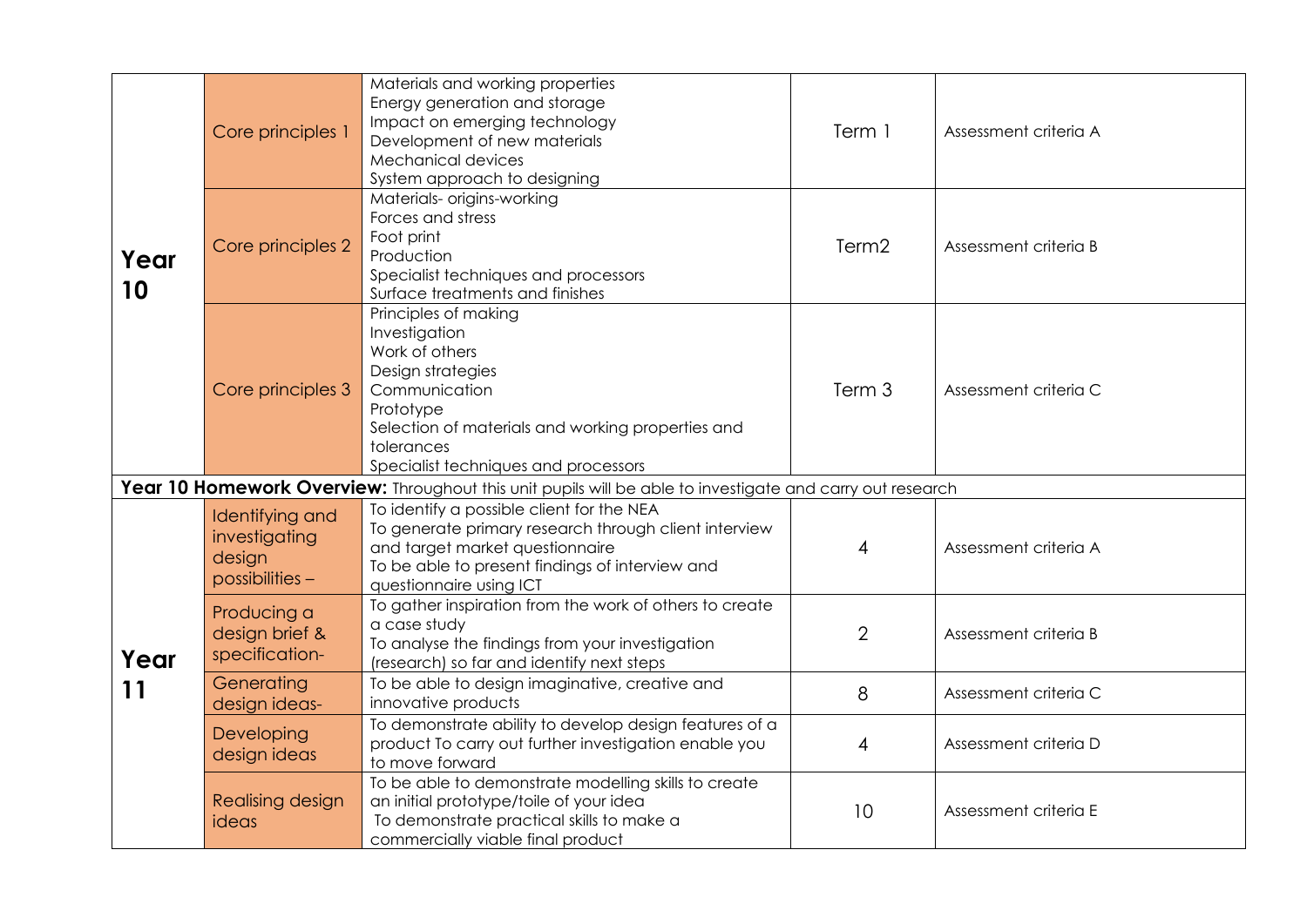| | | | | |
|---|---|---|---|---|
| **Year 10** | Core principles 1 | Materials and working properties<br>Energy generation and storage<br>Impact on emerging technology<br>Development of new materials<br>Mechanical devices<br>System approach to designing | Term 1 | Assessment criteria A |
| | Core principles 2 | Materials- origins-working<br>Forces and stress<br>Foot print<br>Production<br>Specialist techniques and processors<br>Surface treatments and finishes | Term2 | Assessment criteria B |
| | Core principles 3 | Principles of making<br>Investigation<br>Work of others<br>Design strategies<br>Communication<br>Prototype<br>Selection of materials and working properties and tolerances<br>Specialist techniques and processors | Term 3 | Assessment criteria C |
| **Year 10 Homework Overview:** Throughout this unit pupils will be able to investigate and carry out research | | | | |
| **Year 11** | Identifying and investigating design possibilities – | To identify a possible client for the NEA<br>To generate primary research through client interview and target market questionnaire<br>To be able to present findings of interview and questionnaire using ICT | 4 | Assessment criteria A |
| | Producing a design brief & specification- | To gather inspiration from the work of others to create a case study<br>To analyse the findings from your investigation (research) so far and identify next steps | 2 | Assessment criteria B |
| | Generating design ideas- | To be able to design imaginative, creative and innovative products | 8 | Assessment criteria C |
| | Developing design ideas | To demonstrate ability to develop design features of a product To carry out further investigation enable you to move forward | 4 | Assessment criteria D |
| | Realising design ideas | To be able to demonstrate modelling skills to create an initial prototype/toile of your idea<br>To demonstrate practical skills to make a commercially viable final product | 10 | Assessment criteria E |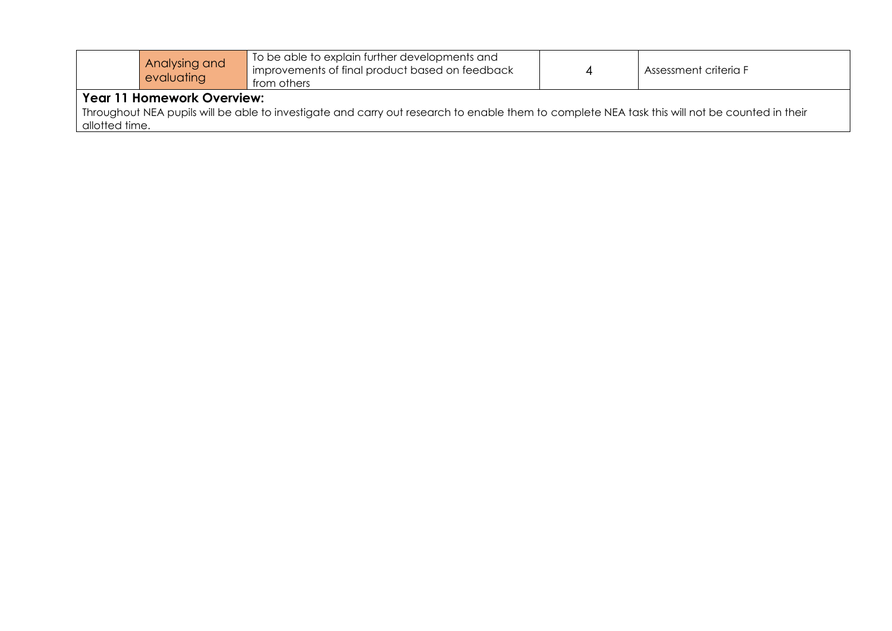| | | | | |
|---|---|---|---|---|
| | Analysing and evaluating | To be able to explain further developments and improvements of final product based on feedback from others | 4 | Assessment criteria F |

**Year 11 Homework Overview:**

Throughout NEA pupils will be able to investigate and carry out research to enable them to complete NEA task this will not be counted in their allotted time.